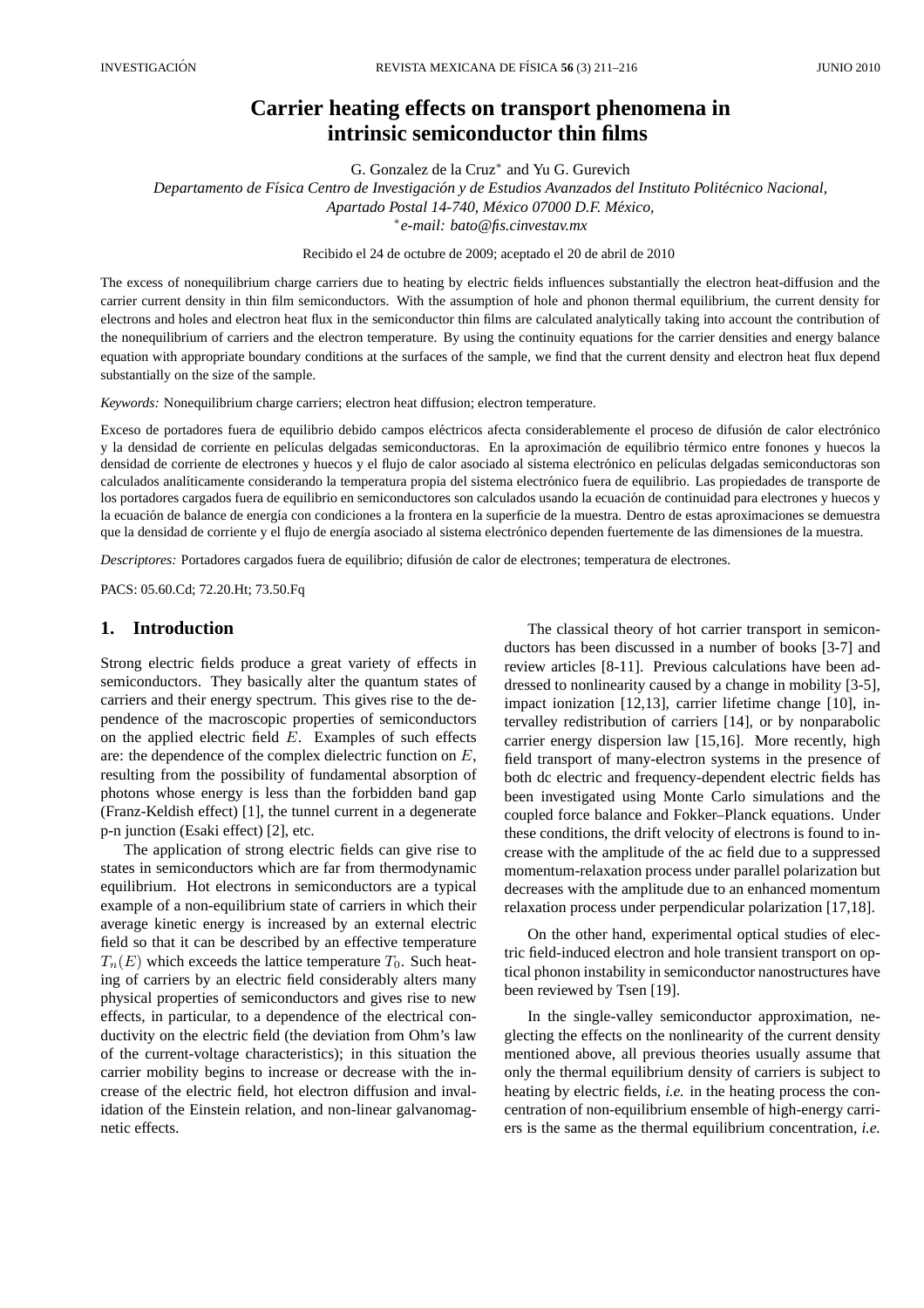# Carrier heating effects on transport phenomena in intrinsic semiconductor thin films

G. Gonzalez de la Cruz* and Yu G. Gurevich

*Departamento de Física Centro de Investigación y de Estudios Avanzados del Instituto Politécnico Nacional, Apartado Postal 14-740, México 07000 D.F. México,*

*e-mail: bato@fis.cinvestav.mx*

Recibido el 24 de octubre de 2009; aceptado el 20 de abril de 2010

The excess of nonequilibrium charge carriers due to heating by electric fields influences substantially the electron heat-diffusion and the carrier current density in thin film semiconductors. With the assumption of hole and phonon thermal equilibrium, the current density for electrons and holes and electron heat flux in the semiconductor thin films are calculated analytically taking into account the contribution of the nonequilibrium of carriers and the electron temperature. By using the continuity equations for the carrier densities and energy balance equation with appropriate boundary conditions at the surfaces of the sample, we find that the current density and electron heat flux depend substantially on the size of the sample.

*Keywords:* Nonequilibrium charge carriers; electron heat diffusion; electron temperature.

Exceso de portadores fuera de equilibrio debido campos eléctricos afecta considerablemente el proceso de difusión de calor electrónico y la densidad de corriente en películas delgadas semiconductoras. En la aproximación de equilibrio térmico entre fonones y huecos la densidad de corriente de electrones y huecos y el flujo de calor asociado al sistema electrónico en películas delgadas semiconductoras son calculados analíticamente considerando la temperatura propia del sistema electrónico fuera de equilibrio. Las propiedades de transporte de los portadores cargados fuera de equilibrio en semiconductores son calculados usando la ecuación de continuidad para electrones y huecos y la ecuación de balance de energía con condiciones a la frontera en la superficie de la muestra. Dentro de estas aproximaciones se demuestra que la densidad de corriente y el flujo de energía asociado al sistema electrónico dependen fuertemente de las dimensiones de la muestra.

*Descriptores:* Portadores cargados fuera de equilibrio; difusión de calor de electrones; temperatura de electrones.

PACS: 05.60.Cd; 72.20.Ht; 73.50.Fq

## 1. Introduction

Strong electric fields produce a great variety of effects in semiconductors. They basically alter the quantum states of carriers and their energy spectrum. This gives rise to the dependence of the macroscopic properties of semiconductors on the applied electric field $E$. Examples of such effects are: the dependence of the complex dielectric function on $E$, resulting from the possibility of fundamental absorption of photons whose energy is less than the forbidden band gap (Franz-Keldish effect) [1], the tunnel current in a degenerate p-n junction (Esaki effect) [2], etc.

The application of strong electric fields can give rise to states in semiconductors which are far from thermodynamic equilibrium. Hot electrons in semiconductors are a typical example of a non-equilibrium state of carriers in which their average kinetic energy is increased by an external electric field so that it can be described by an effective temperature $T_n(E)$ which exceeds the lattice temperature $T_0$. Such heating of carriers by an electric field considerably alters many physical properties of semiconductors and gives rise to new effects, in particular, to a dependence of the electrical conductivity on the electric field (the deviation from Ohm's law of the current-voltage characteristics); in this situation the carrier mobility begins to increase or decrease with the increase of the electric field, hot electron diffusion and invalidation of the Einstein relation, and non-linear galvanomagnetic effects.

The classical theory of hot carrier transport in semiconductors has been discussed in a number of books [3-7] and review articles [8-11]. Previous calculations have been addressed to nonlinearity caused by a change in mobility [3-5], impact ionization [12,13], carrier lifetime change [10], intervalley redistribution of carriers [14], or by nonparabolic carrier energy dispersion law [15,16]. More recently, high field transport of many-electron systems in the presence of both dc electric and frequency-dependent electric fields has been investigated using Monte Carlo simulations and the coupled force balance and Fokker–Planck equations. Under these conditions, the drift velocity of electrons is found to increase with the amplitude of the ac field due to a suppressed momentum-relaxation process under parallel polarization but decreases with the amplitude due to an enhanced momentum relaxation process under perpendicular polarization [17,18].

On the other hand, experimental optical studies of electric field-induced electron and hole transient transport on optical phonon instability in semiconductor nanostructures have been reviewed by Tsen [19].

In the single-valley semiconductor approximation, neglecting the effects on the nonlinearity of the current density mentioned above, all previous theories usually assume that only the thermal equilibrium density of carriers is subject to heating by electric fields, *i.e.* in the heating process the concentration of non-equilibrium ensemble of high-energy carriers is the same as the thermal equilibrium concentration, *i.e.*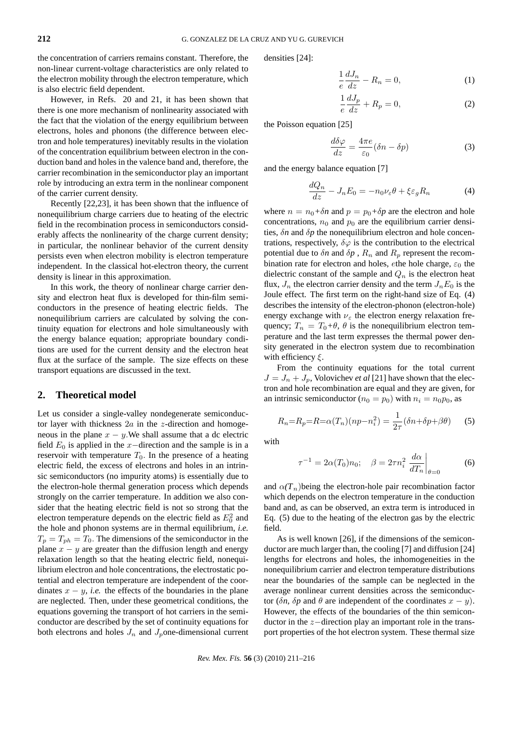the concentration of carriers remains constant. Therefore, the non-linear current-voltage characteristics are only related to the electron mobility through the electron temperature, which is also electric field dependent.

However, in Refs. 20 and 21, it has been shown that there is one more mechanism of nonlinearity associated with the fact that the violation of the energy equilibrium between electrons, holes and phonons (the difference between electron and hole temperatures) inevitably results in the violation of the concentration equilibrium between electron in the conduction band and holes in the valence band and, therefore, the carrier recombination in the semiconductor play an important role by introducing an extra term in the nonlinear component of the carrier current density.

Recently [22,23], it has been shown that the influence of nonequilibrium charge carriers due to heating of the electric field in the recombination process in semiconductors considerably affects the nonlinearity of the charge current density; in particular, the nonlinear behavior of the current density persists even when electron mobility is electron temperature independent. In the classical hot-electron theory, the current density is linear in this approximation.

In this work, the theory of nonlinear charge carrier density and electron heat flux is developed for thin-film semiconductors in the presence of heating electric fields. The nonequilibrium carriers are calculated by solving the continuity equation for electrons and hole simultaneously with the energy balance equation; appropriate boundary conditions are used for the current density and the electron heat flux at the surface of the sample. The size effects on these transport equations are discussed in the text.

## 2. Theoretical model

Let us consider a single-valley nondegenerate semiconductor layer with thickness $2a$ in the $z$-direction and homogeneous in the plane $x-y$. We shall assume that a dc electric field $E_0$ is applied in the $x-$direction and the sample is in a reservoir with temperature $T_0$. In the presence of a heating electric field, the excess of electrons and holes in an intrinsic semiconductors (no impurity atoms) is essentially due to the electron-hole thermal generation process which depends strongly on the carrier temperature. In addition we also consider that the heating electric field is not so strong that the electron temperature depends on the electric field as $E_0^2$ and the hole and phonon systems are in thermal equilibrium, *i.e.* $T_p = T_{ph} = T_0$. The dimensions of the semiconductor in the plane $x-y$ are greater than the diffusion length and energy relaxation length so that the heating electric field, nonequilibrium electron and hole concentrations, the electrostatic potential and electron temperature are independent of the coordinates $x-y$, *i.e.* the effects of the boundaries in the plane are neglected. Then, under these geometrical conditions, the equations governing the transport of hot carriers in the semiconductor are described by the set of continuity equations for both electrons and holes $J_n$ and $J_p$one-dimensional current densities [24]:

$$\frac{1}{e}\frac{dJ_n}{dz} - R_n = 0, \tag{1}$$

$$\frac{1}{e}\frac{dJ_p}{dz} + R_p = 0, \tag{2}$$

the Poisson equation [25]

$$\frac{d\delta\varphi}{dz} = \frac{4\pi e}{\varepsilon_0}(\delta n - \delta p) \tag{3}$$

and the energy balance equation [7]

$$\frac{dQ_n}{dz} - J_n E_0 = -n_0 \nu_\varepsilon \theta + \xi \varepsilon_g R_n \tag{4}$$

where $n = n_0 + \delta n$ and $p = p_0 + \delta p$ are the electron and hole concentrations, $n_0$ and $p_0$ are the equilibrium carrier densities, $\delta n$ and $\delta p$ the nonequilibrium electron and hole concentrations, respectively, $\delta\varphi$ is the contribution to the electrical potential due to $\delta n$ and $\delta p$ , $R_n$ and $R_p$ represent the recombination rate for electron and holes, $e$the hole charge, $\varepsilon_0$ the dielectric constant of the sample and $Q_n$ is the electron heat flux, $J_n$ the electron carrier density and the term $J_n E_0$ is the Joule effect. The first term on the right-hand size of Eq. (4) describes the intensity of the electron-phonon (electron-hole) energy exchange with $\nu_\varepsilon$ the electron energy relaxation frequency; $T_n = T_0 + \theta$, $\theta$ is the nonequilibrium electron temperature and the last term expresses the thermal power density generated in the electron system due to recombination with efficiency $\xi$.

From the continuity equations for the total current $J = J_n + J_p$, Volovichev *et al* [21] have shown that the electron and hole recombination are equal and they are given, for an intrinsic semiconductor ($n_0 = p_0$) with $n_i = n_0 p_0$, as

$$R_n = R_p = R = \alpha(T_n)(np - n_i^2) = \frac{1}{2\tau}(\delta n + \delta p + \beta\theta) \tag{5}$$

with

$$\tau^{-1} = 2\alpha(T_0)n_0; \quad \beta = 2\tau n_i^2 \left.\frac{d\alpha}{dT_n}\right|_{\theta=0} \tag{6}$$

and $\alpha(T_n)$being the electron-hole pair recombination factor which depends on the electron temperature in the conduction band and, as can be observed, an extra term is introduced in Eq. (5) due to the heating of the electron gas by the electric field.

As is well known [26], if the dimensions of the semiconductor are much larger than, the cooling [7] and diffusion [24] lengths for electrons and holes, the inhomogeneities in the nonequilibrium carrier and electron temperature distributions near the boundaries of the sample can be neglected in the average nonlinear current densities across the semiconductor ($\delta n$, $\delta p$ and $\theta$ are independent of the coordinates $x-y$). However, the effects of the boundaries of the thin semiconductor in the $z-$direction play an important role in the transport properties of the hot electron system. These thermal size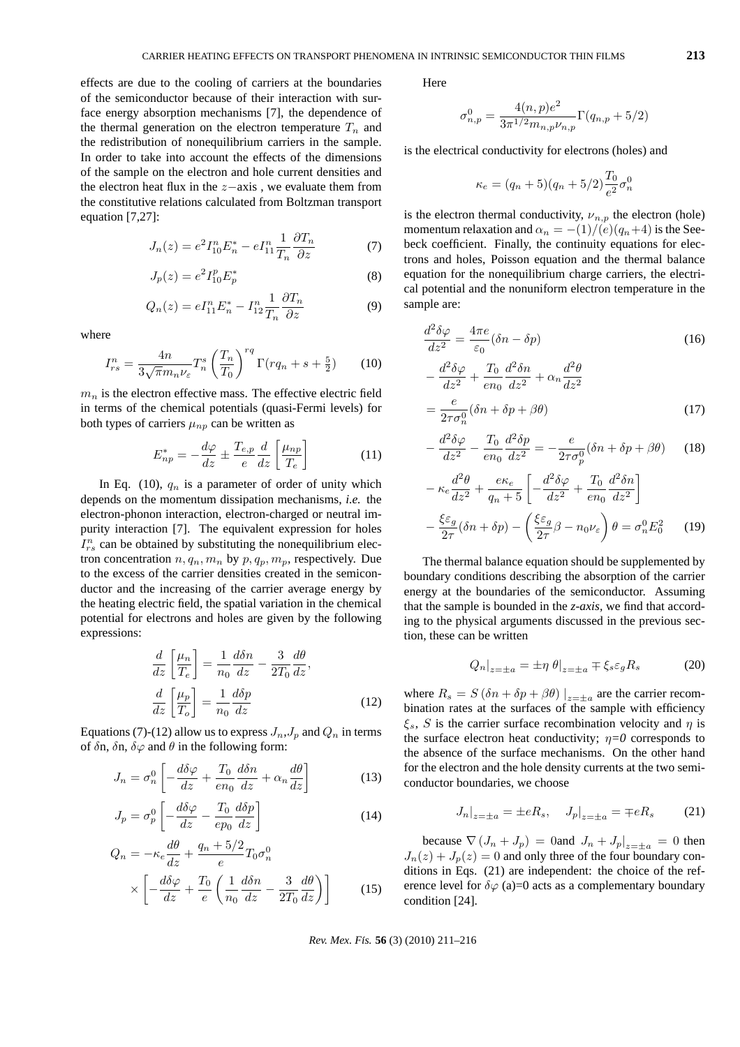effects are due to the cooling of carriers at the boundaries of the semiconductor because of their interaction with surface energy absorption mechanisms [7], the dependence of the thermal generation on the electron temperature $T_n$ and the redistribution of nonequilibrium carriers in the sample. In order to take into account the effects of the dimensions of the sample on the electron and hole current densities and the electron heat flux in the $z-$axis , we evaluate them from the constitutive relations calculated from Boltzman transport equation [7,27]:

$$J_n(z) = e^2 I_{10}^n E_n^* - e I_{11}^n \frac{1}{T_n}\frac{\partial T_n}{\partial z} \tag{7}$$

$$J_p(z) = e^2 I_{10}^p E_p^* \tag{8}$$

$$Q_n(z) = e I_{11}^n E_n^* - I_{12}^n \frac{1}{T_n}\frac{\partial T_n}{\partial z} \tag{9}$$

where

$$I_{rs}^n = \frac{4n}{3\sqrt{\pi} m_n \nu_\varepsilon} T_n^s \left(\frac{T_n}{T_0}\right)^{rq} \Gamma(rq_n + s + \tfrac{5}{2}) \tag{10}$$

$m_n$ is the electron effective mass. The effective electric field in terms of the chemical potentials (quasi-Fermi levels) for both types of carriers $\mu_{np}$ can be written as

$$E_{np}^* = -\frac{d\varphi}{dz} \pm \frac{T_{e,p}}{e}\frac{d}{dz}\left[\frac{\mu_{np}}{T_e}\right] \tag{11}$$

In Eq. (10), $q_n$ is a parameter of order of unity which depends on the momentum dissipation mechanisms, *i.e.* the electron-phonon interaction, electron-charged or neutral impurity interaction [7]. The equivalent expression for holes $I_{rs}^n$ can be obtained by substituting the nonequilibrium electron concentration $n, q_n, m_n$ by $p, q_p, m_p$, respectively. Due to the excess of the carrier densities created in the semiconductor and the increasing of the carrier average energy by the heating electric field, the spatial variation in the chemical potential for electrons and holes are given by the following expressions:

$$\frac{d}{dz}\left[\frac{\mu_n}{T_e}\right] = \frac{1}{n_0}\frac{d\delta n}{dz} - \frac{3}{2T_0}\frac{d\theta}{dz},$$
$$\frac{d}{dz}\left[\frac{\mu_p}{T_o}\right] = \frac{1}{n_0}\frac{d\delta p}{dz} \tag{12}$$

Equations (7)-(12) allow us to express $J_n$,$J_p$ and $Q_n$ in terms of δn, δn, $\delta\varphi$ and $\theta$ in the following form:

$$J_n = \sigma_n^0\left[-\frac{d\delta\varphi}{dz} + \frac{T_0}{en_0}\frac{d\delta n}{dz} + \alpha_n\frac{d\theta}{dz}\right] \tag{13}$$

$$J_p = \sigma_p^0\left[-\frac{d\delta\varphi}{dz} - \frac{T_0}{ep_0}\frac{d\delta p}{dz}\right] \tag{14}$$

$$Q_n = -\kappa_e\frac{d\theta}{dz} + \frac{q_n + 5/2}{e}T_0\sigma_n^0 \times\left[-\frac{d\delta\varphi}{dz} + \frac{T_0}{e}\left(\frac{1}{n_0}\frac{d\delta n}{dz} - \frac{3}{2T_0}\frac{d\theta}{dz}\right)\right] \tag{15}$$

Here

$$\sigma_{n,p}^0 = \frac{4(n,p)e^2}{3\pi^{1/2} m_{n,p}\nu_{n,p}}\Gamma(q_{n,p} + 5/2)$$

is the electrical conductivity for electrons (holes) and

$$\kappa_e = (q_n + 5)(q_n + 5/2)\frac{T_0}{e^2}\sigma_n^0$$

is the electron thermal conductivity, $\nu_{n,p}$ the electron (hole) momentum relaxation and $\alpha_n = -(1)/(e)(q_n+4)$ is the Seebeck coefficient. Finally, the continuity equations for electrons and holes, Poisson equation and the thermal balance equation for the nonequilibrium charge carriers, the electrical potential and the nonuniform electron temperature in the sample are:

$$\frac{d^2\delta\varphi}{dz^2} = \frac{4\pi e}{\varepsilon_0}(\delta n - \delta p) \tag{16}$$

$$-\frac{d^2\delta\varphi}{dz^2} + \frac{T_0}{en_0}\frac{d^2\delta n}{dz^2} + \alpha_n\frac{d^2\theta}{dz^2} = \frac{e}{2\tau\sigma_n^0}(\delta n + \delta p + \beta\theta) \tag{17}$$

$$-\frac{d^2\delta\varphi}{dz^2} - \frac{T_0}{en_0}\frac{d^2\delta p}{dz^2} = -\frac{e}{2\tau\sigma_p^0}(\delta n + \delta p + \beta\theta) \tag{18}$$

$$-\kappa_e\frac{d^2\theta}{dz^2} + \frac{e\kappa_e}{q_n+5}\left[-\frac{d^2\delta\varphi}{dz^2} + \frac{T_0}{en_0}\frac{d^2\delta n}{dz^2}\right] - \frac{\xi\varepsilon_g}{2\tau}(\delta n + \delta p) - \left(\frac{\xi\varepsilon_g}{2\tau}\beta - n_0\nu_\varepsilon\right)\theta = \sigma_n^0 E_0^2 \tag{19}$$

The thermal balance equation should be supplemented by boundary conditions describing the absorption of the carrier energy at the boundaries of the semiconductor. Assuming that the sample is bounded in the *z-axis*, we find that according to the physical arguments discussed in the previous section, these can be written

$$Q_n|_{z=\pm a} = \pm\eta\,\theta|_{z=\pm a} \mp \xi_s\varepsilon_g R_s \tag{20}$$

where $R_s = S\,(\delta n + \delta p + \beta\theta)\,|_{z=\pm a}$ are the carrier recombination rates at the surfaces of the sample with efficiency $\xi_s$, $S$ is the carrier surface recombination velocity and $\eta$ is the surface electron heat conductivity; $\eta$=*0* corresponds to the absence of the surface mechanisms. On the other hand for the electron and the hole density currents at the two semiconductor boundaries, we choose

$$J_n|_{z=\pm a} = \pm eR_s, \quad J_p|_{z=\pm a} = \mp eR_s \tag{21}$$

because $\nabla(J_n + J_p) = 0$and $J_n + J_p|_{z=\pm a} = 0$ then $J_n(z) + J_p(z) = 0$ and only three of the four boundary conditions in Eqs. (21) are independent: the choice of the reference level for $\delta\varphi$ (a)=0 acts as a complementary boundary condition [24].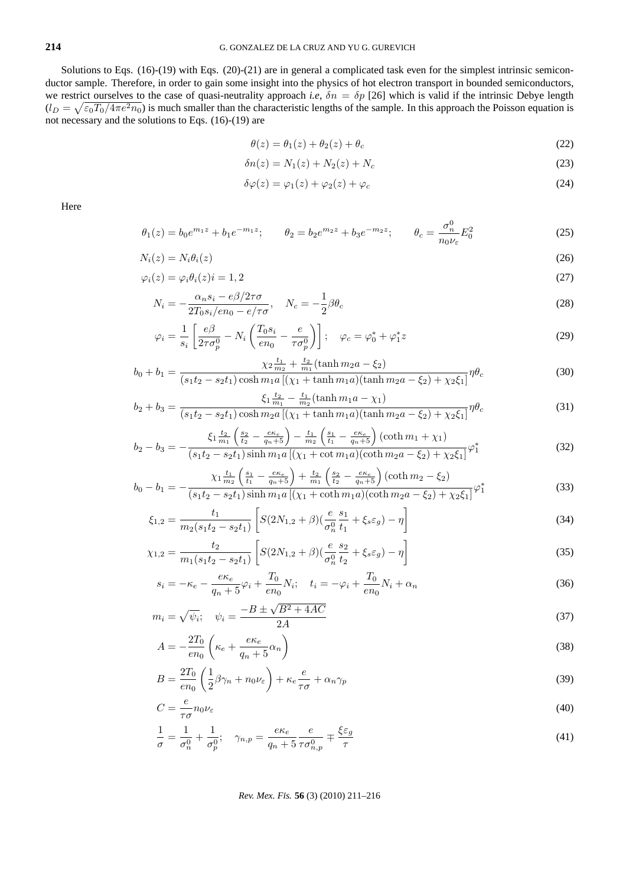Solutions to Eqs. (16)-(19) with Eqs. (20)-(21) are in general a complicated task even for the simplest intrinsic semiconductor sample. Therefore, in order to gain some insight into the physics of hot electron transport in bounded semiconductors, we restrict ourselves to the case of quasi-neutrality approach *i.e*, $\delta n = \delta p$ [26] which is valid if the intrinsic Debye length ($l_D = \sqrt{\varepsilon_0 T_0 / 4\pi e^2 n_0}$) is much smaller than the characteristic lengths of the sample. In this approach the Poisson equation is not necessary and the solutions to Eqs. (16)-(19) are

$$\theta(z) = \theta_1(z) + \theta_2(z) + \theta_c \tag{22}$$

$$\delta n(z) = N_1(z) + N_2(z) + N_c \tag{23}$$

$$\delta\varphi(z) = \varphi_1(z) + \varphi_2(z) + \varphi_c \tag{24}$$

Here

$$\theta_1(z) = b_0 e^{m_1 z} + b_1 e^{-m_1 z}; \qquad \theta_2 = b_2 e^{m_2 z} + b_3 e^{-m_2 z}; \qquad \theta_c = \frac{\sigma_n^0}{n_0 \nu_\varepsilon} E_0^2 \tag{25}$$

$$N_i(z) = N_i \theta_i(z) \tag{26}$$

$$\varphi_i(z) = \varphi_i \theta_i(z) i = 1, 2 \tag{27}$$

$$N_i = -\frac{\alpha_n s_i - e\beta/2\tau\sigma}{2T_0 s_i/en_0 - e/\tau\sigma}, \quad N_c = -\frac{1}{2}\beta\theta_c \tag{28}$$

$$\varphi_i = \frac{1}{s_i}\left[\frac{e\beta}{2\tau\sigma_p^0} - N_i\left(\frac{T_0 s_i}{en_0} - \frac{e}{\tau\sigma_p^0}\right)\right]; \quad \varphi_c = \varphi_0^* + \varphi_1^* z \tag{29}$$

$$b_0 + b_1 = \frac{\chi_2 \frac{t_1}{m_2} + \frac{t_2}{m_1}(\tanh m_2 a - \xi_2)}{(s_1 t_2 - s_2 t_1)\cosh m_1 a\left[(\chi_1 + \tanh m_1 a)(\tanh m_2 a - \xi_2) + \chi_2 \xi_1\right]}\eta\theta_c \tag{30}$$

$$b_2 + b_3 = \frac{\xi_1 \frac{t_2}{m_1} - \frac{t_1}{m_2}(\tanh m_1 a - \chi_1)}{(s_1 t_2 - s_2 t_1)\cosh m_2 a\left[(\chi_1 + \tanh m_1 a)(\tanh m_2 a - \xi_2) + \chi_2 \xi_1\right]}\eta\theta_c \tag{31}$$

$$b_2 - b_3 = -\frac{\xi_1 \frac{t_2}{m_1}\left(\frac{s_2}{t_2} - \frac{e\kappa_e}{q_n+5}\right) - \frac{t_1}{m_2}\left(\frac{s_1}{t_1} - \frac{e\kappa_e}{q_n+5}\right)(\coth m_1 + \chi_1)}{(s_1 t_2 - s_2 t_1)\sinh m_1 a\left[(\chi_1 + \cot m_1 a)(\coth m_2 a - \xi_2) + \chi_2 \xi_1\right]}\varphi_1^* \tag{32}$$

$$b_0 - b_1 = -\frac{\chi_1 \frac{t_1}{m_2}\left(\frac{s_1}{t_1} - \frac{e\kappa_e}{q_n+5}\right) + \frac{t_2}{m_1}\left(\frac{s_2}{t_2} - \frac{e\kappa_e}{q_n+5}\right)(\coth m_2 - \xi_2)}{(s_1 t_2 - s_2 t_1)\sinh m_1 a\left[(\chi_1 + \coth m_1 a)(\coth m_2 a - \xi_2) + \chi_2 \xi_1\right]}\varphi_1^* \tag{33}$$

$$\xi_{1,2} = \frac{t_1}{m_2(s_1 t_2 - s_2 t_1)}\left[S(2N_{1,2} + \beta)(\frac{e}{\sigma_n^0}\frac{s_1}{t_1} + \xi_s \varepsilon_g) - \eta\right] \tag{34}$$

$$\chi_{1,2} = \frac{t_2}{m_1(s_1 t_2 - s_2 t_1)}\left[S(2N_{1,2} + \beta)(\frac{e}{\sigma_n^0}\frac{s_2}{t_2} + \xi_s \varepsilon_g) - \eta\right] \tag{35}$$

$$s_i = -\kappa_e - \frac{e\kappa_e}{q_n+5}\varphi_i + \frac{T_0}{en_0}N_i; \quad t_i = -\varphi_i + \frac{T_0}{en_0}N_i + \alpha_n \tag{36}$$

$$m_i = \sqrt{\psi_i}; \quad \psi_i = \frac{-B \pm \sqrt{B^2 + 4AC}}{2A} \tag{37}$$

$$A = -\frac{2T_0}{en_0}\left(\kappa_e + \frac{e\kappa_e}{q_n+5}\alpha_n\right) \tag{38}$$

$$B = \frac{2T_0}{en_0}\left(\frac{1}{2}\beta\gamma_n + n_0\nu_\varepsilon\right) + \kappa_e \frac{e}{\tau\sigma} + \alpha_n \gamma_p \tag{39}$$

$$C = \frac{e}{\tau\sigma}n_0\nu_\varepsilon \tag{40}$$

$$\frac{1}{\sigma} = \frac{1}{\sigma_n^0} + \frac{1}{\sigma_p^0}; \quad \gamma_{n,p} = \frac{e\kappa_e}{q_n+5}\frac{e}{\tau\sigma_{n,p}^0} \mp \frac{\xi\varepsilon_g}{\tau} \tag{41}$$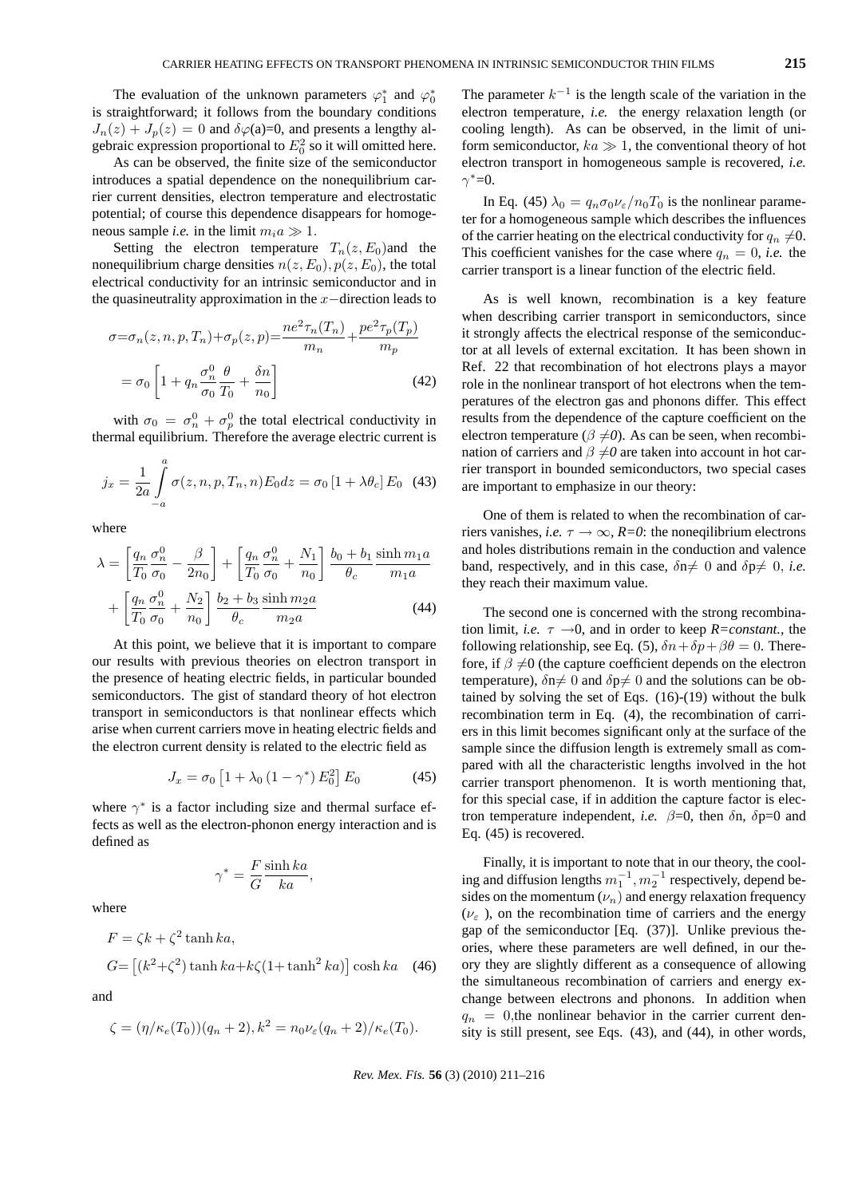The evaluation of the unknown parameters $\varphi_1^*$ and $\varphi_0^*$ is straightforward; it follows from the boundary conditions $J_n(z) + J_p(z) = 0$ and $\delta\varphi$(a)=0, and presents a lengthy algebraic expression proportional to $E_0^2$ so it will omitted here.

As can be observed, the finite size of the semiconductor introduces a spatial dependence on the nonequilibrium carrier current densities, electron temperature and electrostatic potential; of course this dependence disappears for homogeneous sample *i.e.* in the limit $m_i a \gg 1$.

Setting the electron temperature $T_n(z, E_0)$and the nonequilibrium charge densities $n(z, E_0), p(z, E_0)$, the total electrical conductivity for an intrinsic semiconductor and in the quasineutrality approximation in the $x-$direction leads to

$$\sigma = \sigma_n(z, n, p, T_n) + \sigma_p(z, p) = \frac{ne^2\tau_n(T_n)}{m_n} + \frac{pe^2\tau_p(T_p)}{m_p}$$

$$= \sigma_0 \left[1 + q_n \frac{\sigma_n^0}{\sigma_0}\frac{\theta}{T_0} + \frac{\delta n}{n_0}\right] \tag{42}$$

with $\sigma_0 = \sigma_n^0 + \sigma_p^0$ the total electrical conductivity in thermal equilibrium. Therefore the average electric current is

$$j_x = \frac{1}{2a}\int_{-a}^{a} \sigma(z, n, p, T_n, n) E_0 dz = \sigma_0 \left[1 + \lambda\theta_c\right] E_0 \tag{43}$$

where

$$\lambda = \left[\frac{q_n}{T_0}\frac{\sigma_n^0}{\sigma_0} - \frac{\beta}{2n_0}\right] + \left[\frac{q_n}{T_0}\frac{\sigma_n^0}{\sigma_0} + \frac{N_1}{n_0}\right]\frac{b_0 + b_1}{\theta_c}\frac{\sinh m_1 a}{m_1 a}$$

$$+ \left[\frac{q_n}{T_0}\frac{\sigma_n^0}{\sigma_0} + \frac{N_2}{n_0}\right]\frac{b_2 + b_3}{\theta_c}\frac{\sinh m_2 a}{m_2 a} \tag{44}$$

At this point, we believe that it is important to compare our results with previous theories on electron transport in the presence of heating electric fields, in particular bounded semiconductors. The gist of standard theory of hot electron transport in semiconductors is that nonlinear effects which arise when current carriers move in heating electric fields and the electron current density is related to the electric field as

$$J_x = \sigma_0 \left[1 + \lambda_0 \left(1 - \gamma^*\right) E_0^2\right] E_0 \tag{45}$$

where $\gamma^*$ is a factor including size and thermal surface effects as well as the electron-phonon energy interaction and is defined as

$$\gamma^* = \frac{F}{G}\frac{\sinh ka}{ka},$$

where

$$F = \zeta k + \zeta^2 \tanh ka,$$

$$G = \left[(k^2 + \zeta^2)\tanh ka + k\zeta(1 + \tanh^2 ka)\right]\cosh ka \tag{46}$$

and

$$\zeta = (\eta/\kappa_e(T_0))(q_n + 2), k^2 = n_0\nu_\varepsilon(q_n + 2)/\kappa_e(T_0).$$

The parameter $k^{-1}$ is the length scale of the variation in the electron temperature, *i.e.* the energy relaxation length (or cooling length). As can be observed, in the limit of uniform semiconductor, $ka \gg 1$, the conventional theory of hot electron transport in homogeneous sample is recovered, *i.e.* $\gamma^*$=0.

In Eq. (45) $\lambda_0 = q_n\sigma_0\nu_\varepsilon/n_0T_0$ is the nonlinear parameter for a homogeneous sample which describes the influences of the carrier heating on the electrical conductivity for $q_n \neq 0$. This coefficient vanishes for the case where $q_n = 0$, *i.e.* the carrier transport is a linear function of the electric field.

As is well known, recombination is a key feature when describing carrier transport in semiconductors, since it strongly affects the electrical response of the semiconductor at all levels of external excitation. It has been shown in Ref. 22 that recombination of hot electrons plays a mayor role in the nonlinear transport of hot electrons when the temperatures of the electron gas and phonons differ. This effect results from the dependence of the capture coefficient on the electron temperature ($\beta \neq 0$). As can be seen, when recombination of carriers and $\beta \neq 0$ are taken into account in hot carrier transport in bounded semiconductors, two special cases are important to emphasize in our theory:

One of them is related to when the recombination of carriers vanishes, *i.e.* $\tau \to \infty$, *R=0*: the noneqilibrium electrons and holes distributions remain in the conduction and valence band, respectively, and in this case, $\delta$n$\neq 0$ and $\delta$p$\neq 0$, *i.e.* they reach their maximum value.

The second one is concerned with the strong recombination limit, *i.e.* $\tau \to 0$, and in order to keep *R=constant.*, the following relationship, see Eq. (5), $\delta n + \delta p + \beta\theta = 0$. Therefore, if $\beta \neq 0$ (the capture coefficient depends on the electron temperature), $\delta$n$\neq 0$ and $\delta$p$\neq 0$ and the solutions can be obtained by solving the set of Eqs. (16)-(19) without the bulk recombination term in Eq. (4), the recombination of carriers in this limit becomes significant only at the surface of the sample since the diffusion length is extremely small as compared with all the characteristic lengths involved in the hot carrier transport phenomenon. It is worth mentioning that, for this special case, if in addition the capture factor is electron temperature independent, *i.e.* $\beta$=0, then $\delta$n, $\delta$p=0 and Eq. (45) is recovered.

Finally, it is important to note that in our theory, the cooling and diffusion lengths $m_1^{-1}, m_2^{-1}$ respectively, depend besides on the momentum ($\nu_n$) and energy relaxation frequency ($\nu_\varepsilon$ ), on the recombination time of carriers and the energy gap of the semiconductor [Eq. (37)]. Unlike previous theories, where these parameters are well defined, in our theory they are slightly different as a consequence of allowing the simultaneous recombination of carriers and energy exchange between electrons and phonons. In addition when $q_n = 0$,the nonlinear behavior in the carrier current density is still present, see Eqs. (43), and (44), in other words,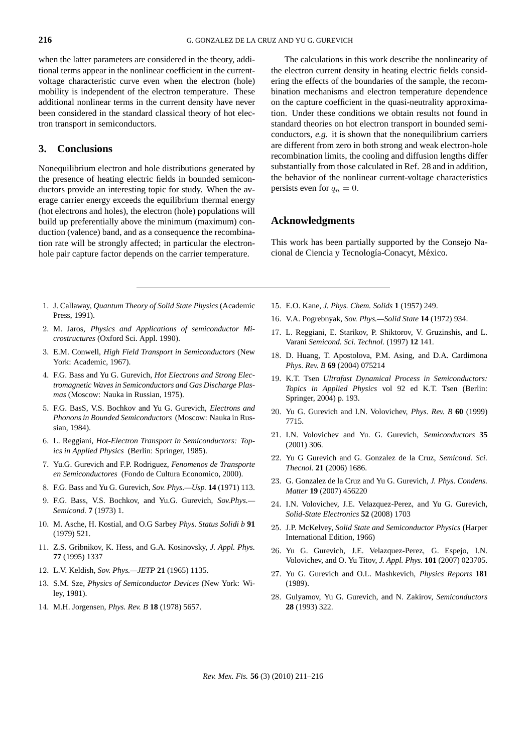when the latter parameters are considered in the theory, additional terms appear in the nonlinear coefficient in the current-voltage characteristic curve even when the electron (hole) mobility is independent of the electron temperature. These additional nonlinear terms in the current density have never been considered in the standard classical theory of hot electron transport in semiconductors.

## 3. Conclusions

Nonequilibrium electron and hole distributions generated by the presence of heating electric fields in bounded semiconductors provide an interesting topic for study. When the average carrier energy exceeds the equilibrium thermal energy (hot electrons and holes), the electron (hole) populations will build up preferentially above the minimum (maximum) conduction (valence) band, and as a consequence the recombination rate will be strongly affected; in particular the electron-hole pair capture factor depends on the carrier temperature.

The calculations in this work describe the nonlinearity of the electron current density in heating electric fields considering the effects of the boundaries of the sample, the recombination mechanisms and electron temperature dependence on the capture coefficient in the quasi-neutrality approximation. Under these conditions we obtain results not found in standard theories on hot electron transport in bounded semiconductors, *e.g.* it is shown that the nonequilibrium carriers are different from zero in both strong and weak electron-hole recombination limits, the cooling and diffusion lengths differ substantially from those calculated in Ref. 28 and in addition, the behavior of the nonlinear current-voltage characteristics persists even for $q_n = 0$.

## Acknowledgments

This work has been partially supported by the Consejo Nacional de Ciencia y Tecnología-Conacyt, México.

---

1. J. Callaway, *Quantum Theory of Solid State Physics* (Academic Press, 1991).
2. M. Jaros, *Physics and Applications of semiconductor Microstructures* (Oxford Sci. Appl. 1990).
3. E.M. Conwell, *High Field Transport in Semiconductors* (New York: Academic, 1967).
4. F.G. Bass and Yu G. Gurevich, *Hot Electrons and Strong Electromagnetic Waves in Semiconductors and Gas Discharge Plasmas* (Moscow: Nauka in Russian, 1975).
5. F.G. BasS, V.S. Bochkov and Yu G. Gurevich, *Electrons and Phonons in Bounded Semiconductors* (Moscow: Nauka in Russian, 1984).
6. L. Reggiani, *Hot-Electron Transport in Semiconductors: Topics in Applied Physics* (Berlin: Springer, 1985).
7. Yu.G. Gurevich and F.P. Rodriguez, *Fenomenos de Transporte en Semiconductores* (Fondo de Cultura Economico, 2000).
8. F.G. Bass and Yu G. Gurevich, *Sov. Phys.—Usp.* **14** (1971) 113.
9. F.G. Bass, V.S. Bochkov, and Yu.G. Gurevich, *Sov.Phys.—Semicond.* **7** (1973) 1.
10. M. Asche, H. Kostial, and O.G Sarbey *Phys. Status Solidi b* **91** (1979) 521.
11. Z.S. Gribnikov, K. Hess, and G.A. Kosinovsky, *J. Appl. Phys.* **77** (1995) 1337
12. L.V. Keldish, *Sov. Phys.—JETP* **21** (1965) 1135.
13. S.M. Sze, *Physics of Semiconductor Devices* (New York: Wiley, 1981).
14. M.H. Jorgensen, *Phys. Rev. B* **18** (1978) 5657.
15. E.O. Kane, *J. Phys. Chem. Solids* **1** (1957) 249.
16. V.A. Pogrebnyak, *Sov. Phys.—Solid State* **14** (1972) 934.
17. L. Reggiani, E. Starikov, P. Shiktorov, V. Gruzinshis, and L. Varani *Semicond. Sci. Technol.* (1997) **12** 141.
18. D. Huang, T. Apostolova, P.M. Asing, and D.A. Cardimona *Phys. Rev. B* **69** (2004) 075214
19. K.T. Tsen *Ultrafast Dynamical Process in Semiconductors: Topics in Applied Physics* vol 92 ed K.T. Tsen (Berlin: Springer, 2004) p. 193.
20. Yu G. Gurevich and I.N. Volovichev, *Phys. Rev. B* **60** (1999) 7715.
21. I.N. Volovichev and Yu. G. Gurevich, *Semiconductors* **35** (2001) 306.
22. Yu G Gurevich and G. Gonzalez de la Cruz, *Semicond. Sci. Thecnol.* **21** (2006) 1686.
23. G. Gonzalez de la Cruz and Yu G. Gurevich, *J. Phys. Condens. Matter* **19** (2007) 456220
24. I.N. Volovichev, J.E. Velazquez-Perez, and Yu G. Gurevich, *Solid-State Electronics* **52** (2008) 1703
25. J.P. McKelvey, *Solid State and Semiconductor Physics* (Harper International Edition, 1966)
26. Yu G. Gurevich, J.E. Velazquez-Perez, G. Espejo, I.N. Volovichev, and O. Yu Titov, *J. Appl. Phys.* **101** (2007) 023705.
27. Yu G. Gurevich and O.L. Mashkevich, *Physics Reports* **181** (1989).
28. Gulyamov, Yu G. Gurevich, and N. Zakirov, *Semiconductors* **28** (1993) 322.